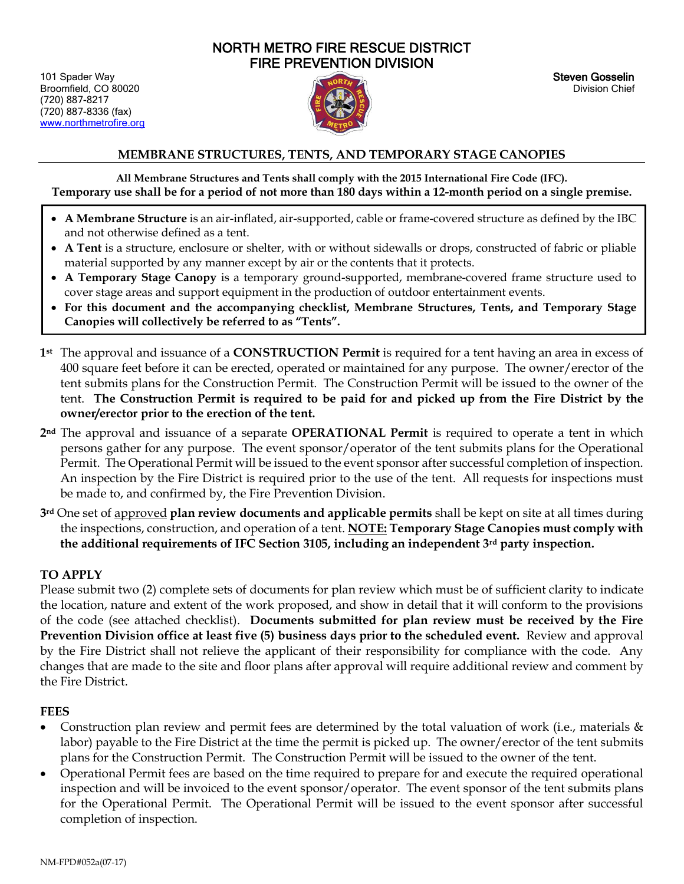# NORTH METRO FIRE RESCUE DISTRICT
# FIRE PREVENTION DIVISION

101 Spader Way
Broomfield, CO 80020
(720) 887-8217
(720) 887-8336 (fax)
www.northmetrofire.org

**Steven Gosselin**
Division Chief

## MEMBRANE STRUCTURES, TENTS, AND TEMPORARY STAGE CANOPIES

**All Membrane Structures and Tents shall comply with the 2015 International Fire Code (IFC).**
**Temporary use shall be for a period of not more than 180 days within a 12-month period on a single premise.**

- **A Membrane Structure** is an air-inflated, air-supported, cable or frame-covered structure as defined by the IBC and not otherwise defined as a tent.
- **A Tent** is a structure, enclosure or shelter, with or without sidewalls or drops, constructed of fabric or pliable material supported by any manner except by air or the contents that it protects.
- **A Temporary Stage Canopy** is a temporary ground-supported, membrane-covered frame structure used to cover stage areas and support equipment in the production of outdoor entertainment events.
- **For this document and the accompanying checklist, Membrane Structures, Tents, and Temporary Stage Canopies will collectively be referred to as "Tents".**

**1st** The approval and issuance of a **CONSTRUCTION Permit** is required for a tent having an area in excess of 400 square feet before it can be erected, operated or maintained for any purpose. The owner/erector of the tent submits plans for the Construction Permit. The Construction Permit will be issued to the owner of the tent. **The Construction Permit is required to be paid for and picked up from the Fire District by the owner/erector prior to the erection of the tent.**

**2nd** The approval and issuance of a separate **OPERATIONAL Permit** is required to operate a tent in which persons gather for any purpose. The event sponsor/operator of the tent submits plans for the Operational Permit. The Operational Permit will be issued to the event sponsor after successful completion of inspection. An inspection by the Fire District is required prior to the use of the tent. All requests for inspections must be made to, and confirmed by, the Fire Prevention Division.

**3rd** One set of approved **plan review documents and applicable permits** shall be kept on site at all times during the inspections, construction, and operation of a tent. **NOTE: Temporary Stage Canopies must comply with the additional requirements of IFC Section 3105, including an independent 3rd party inspection.**

### TO APPLY

Please submit two (2) complete sets of documents for plan review which must be of sufficient clarity to indicate the location, nature and extent of the work proposed, and show in detail that it will conform to the provisions of the code (see attached checklist). **Documents submitted for plan review must be received by the Fire Prevention Division office at least five (5) business days prior to the scheduled event.** Review and approval by the Fire District shall not relieve the applicant of their responsibility for compliance with the code. Any changes that are made to the site and floor plans after approval will require additional review and comment by the Fire District.

### FEES

- Construction plan review and permit fees are determined by the total valuation of work (i.e., materials & labor) payable to the Fire District at the time the permit is picked up. The owner/erector of the tent submits plans for the Construction Permit. The Construction Permit will be issued to the owner of the tent.
- Operational Permit fees are based on the time required to prepare for and execute the required operational inspection and will be invoiced to the event sponsor/operator. The event sponsor of the tent submits plans for the Operational Permit. The Operational Permit will be issued to the event sponsor after successful completion of inspection.

NM-FPD#052a(07-17)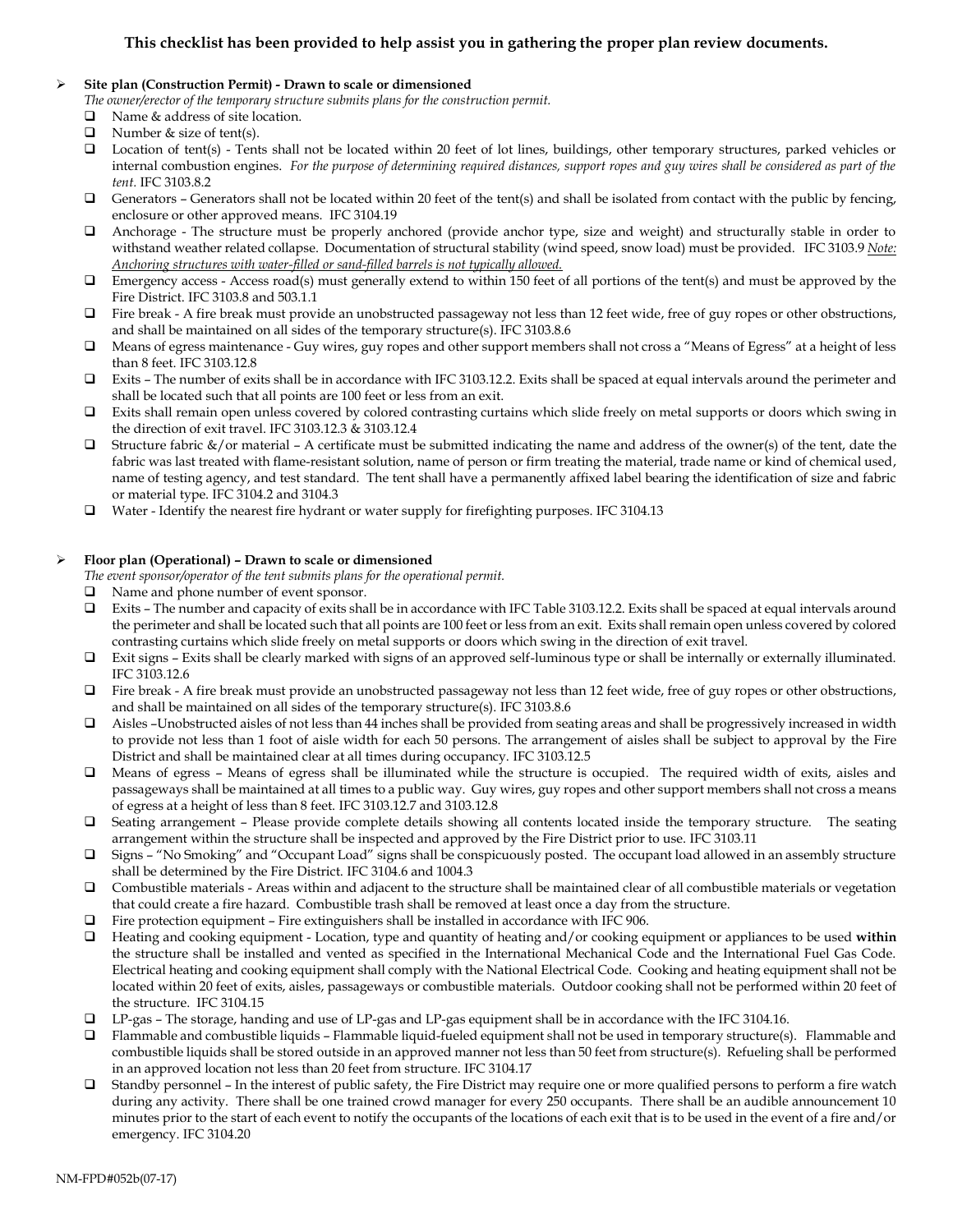**This checklist has been provided to help assist you in gathering the proper plan review documents.**

- **Site plan (Construction Permit) - Drawn to scale or dimensioned**

  *The owner/erector of the temporary structure submits plans for the construction permit.*

  - ☐ Name & address of site location.
  - ☐ Number & size of tent(s).
  - ☐ Location of tent(s) - Tents shall not be located within 20 feet of lot lines, buildings, other temporary structures, parked vehicles or internal combustion engines. *For the purpose of determining required distances, support ropes and guy wires shall be considered as part of the tent.* IFC 3103.8.2
  - ☐ Generators – Generators shall not be located within 20 feet of the tent(s) and shall be isolated from contact with the public by fencing, enclosure or other approved means. IFC 3104.19
  - ☐ Anchorage - The structure must be properly anchored (provide anchor type, size and weight) and structurally stable in order to withstand weather related collapse. Documentation of structural stability (wind speed, snow load) must be provided. IFC 3103.9 *Note: Anchoring structures with water-filled or sand-filled barrels is not typically allowed.*
  - ☐ Emergency access - Access road(s) must generally extend to within 150 feet of all portions of the tent(s) and must be approved by the Fire District. IFC 3103.8 and 503.1.1
  - ☐ Fire break - A fire break must provide an unobstructed passageway not less than 12 feet wide, free of guy ropes or other obstructions, and shall be maintained on all sides of the temporary structure(s). IFC 3103.8.6
  - ☐ Means of egress maintenance - Guy wires, guy ropes and other support members shall not cross a "Means of Egress" at a height of less than 8 feet. IFC 3103.12.8
  - ☐ Exits – The number of exits shall be in accordance with IFC 3103.12.2. Exits shall be spaced at equal intervals around the perimeter and shall be located such that all points are 100 feet or less from an exit.
  - ☐ Exits shall remain open unless covered by colored contrasting curtains which slide freely on metal supports or doors which swing in the direction of exit travel. IFC 3103.12.3 & 3103.12.4
  - ☐ Structure fabric &/or material – A certificate must be submitted indicating the name and address of the owner(s) of the tent, date the fabric was last treated with flame-resistant solution, name of person or firm treating the material, trade name or kind of chemical used, name of testing agency, and test standard. The tent shall have a permanently affixed label bearing the identification of size and fabric or material type. IFC 3104.2 and 3104.3
  - ☐ Water - Identify the nearest fire hydrant or water supply for firefighting purposes. IFC 3104.13

- **Floor plan (Operational) – Drawn to scale or dimensioned**

  *The event sponsor/operator of the tent submits plans for the operational permit.*

  - ☐ Name and phone number of event sponsor.
  - ☐ Exits – The number and capacity of exits shall be in accordance with IFC Table 3103.12.2. Exits shall be spaced at equal intervals around the perimeter and shall be located such that all points are 100 feet or less from an exit. Exits shall remain open unless covered by colored contrasting curtains which slide freely on metal supports or doors which swing in the direction of exit travel.
  - ☐ Exit signs – Exits shall be clearly marked with signs of an approved self-luminous type or shall be internally or externally illuminated. IFC 3103.12.6
  - ☐ Fire break - A fire break must provide an unobstructed passageway not less than 12 feet wide, free of guy ropes or other obstructions, and shall be maintained on all sides of the temporary structure(s). IFC 3103.8.6
  - ☐ Aisles –Unobstructed aisles of not less than 44 inches shall be provided from seating areas and shall be progressively increased in width to provide not less than 1 foot of aisle width for each 50 persons. The arrangement of aisles shall be subject to approval by the Fire District and shall be maintained clear at all times during occupancy. IFC 3103.12.5
  - ☐ Means of egress – Means of egress shall be illuminated while the structure is occupied. The required width of exits, aisles and passageways shall be maintained at all times to a public way. Guy wires, guy ropes and other support members shall not cross a means of egress at a height of less than 8 feet. IFC 3103.12.7 and 3103.12.8
  - ☐ Seating arrangement – Please provide complete details showing all contents located inside the temporary structure. The seating arrangement within the structure shall be inspected and approved by the Fire District prior to use. IFC 3103.11
  - ☐ Signs – "No Smoking" and "Occupant Load" signs shall be conspicuously posted. The occupant load allowed in an assembly structure shall be determined by the Fire District. IFC 3104.6 and 1004.3
  - ☐ Combustible materials - Areas within and adjacent to the structure shall be maintained clear of all combustible materials or vegetation that could create a fire hazard. Combustible trash shall be removed at least once a day from the structure.
  - ☐ Fire protection equipment – Fire extinguishers shall be installed in accordance with IFC 906.
  - ☐ Heating and cooking equipment - Location, type and quantity of heating and/or cooking equipment or appliances to be used **within** the structure shall be installed and vented as specified in the International Mechanical Code and the International Fuel Gas Code. Electrical heating and cooking equipment shall comply with the National Electrical Code. Cooking and heating equipment shall not be located within 20 feet of exits, aisles, passageways or combustible materials. Outdoor cooking shall not be performed within 20 feet of the structure. IFC 3104.15
  - ☐ LP-gas – The storage, handling and use of LP-gas and LP-gas equipment shall be in accordance with the IFC 3104.16.
  - ☐ Flammable and combustible liquids – Flammable liquid-fueled equipment shall not be used in temporary structure(s). Flammable and combustible liquids shall be stored outside in an approved manner not less than 50 feet from structure(s). Refueling shall be performed in an approved location not less than 20 feet from structure. IFC 3104.17
  - ☐ Standby personnel – In the interest of public safety, the Fire District may require one or more qualified persons to perform a fire watch during any activity. There shall be one trained crowd manager for every 250 occupants. There shall be an audible announcement 10 minutes prior to the start of each event to notify the occupants of the locations of each exit that is to be used in the event of a fire and/or emergency. IFC 3104.20

NM-FPD#052b(07-17)